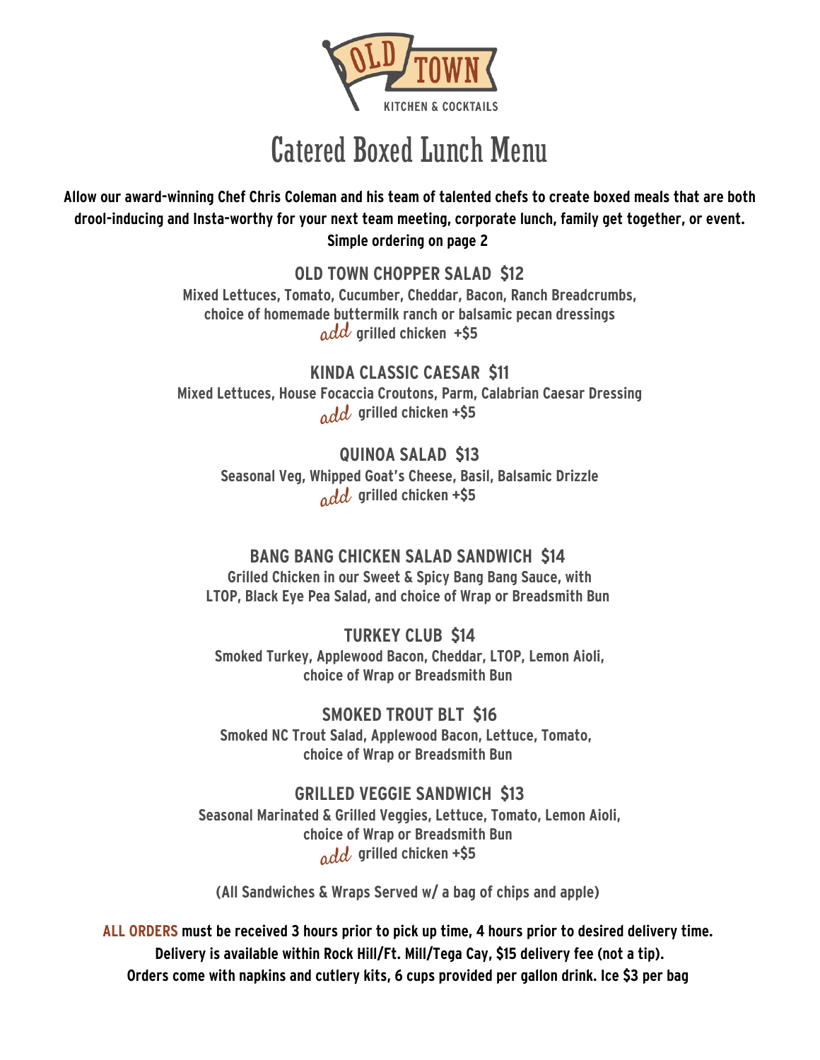OLD TOWN
KITCHEN & COCKTAILS

# Catered Boxed Lunch Menu

**Allow our award-winning Chef Chris Coleman and his team of talented chefs to create boxed meals that are both drool-inducing and Insta-worthy for your next team meeting, corporate lunch, family get together, or event. Simple ordering on page 2**

## OLD TOWN CHOPPER SALAD $12

Mixed Lettuces, Tomato, Cucumber, Cheddar, Bacon, Ranch Breadcrumbs, choice of homemade buttermilk ranch or balsamic pecan dressings

*add* grilled chicken +$5

## KINDA CLASSIC CAESAR $11

Mixed Lettuces, House Focaccia Croutons, Parm, Calabrian Caesar Dressing

*add* grilled chicken +$5

## QUINOA SALAD $13

Seasonal Veg, Whipped Goat's Cheese, Basil, Balsamic Drizzle

*add* grilled chicken +$5

## BANG BANG CHICKEN SALAD SANDWICH $14

Grilled Chicken in our Sweet & Spicy Bang Bang Sauce, with LTOP, Black Eye Pea Salad, and choice of Wrap or Breadsmith Bun

## TURKEY CLUB $14

Smoked Turkey, Applewood Bacon, Cheddar, LTOP, Lemon Aioli, choice of Wrap or Breadsmith Bun

## SMOKED TROUT BLT $16

Smoked NC Trout Salad, Applewood Bacon, Lettuce, Tomato, choice of Wrap or Breadsmith Bun

## GRILLED VEGGIE SANDWICH $13

Seasonal Marinated & Grilled Veggies, Lettuce, Tomato, Lemon Aioli, choice of Wrap or Breadsmith Bun

*add* grilled chicken +$5

(All Sandwiches & Wraps Served w/ a bag of chips and apple)

**ALL ORDERS must be received 3 hours prior to pick up time, 4 hours prior to desired delivery time.**
**Delivery is available within Rock Hill/Ft. Mill/Tega Cay, $15 delivery fee (not a tip).**
**Orders come with napkins and cutlery kits, 6 cups provided per gallon drink. Ice $3 per bag**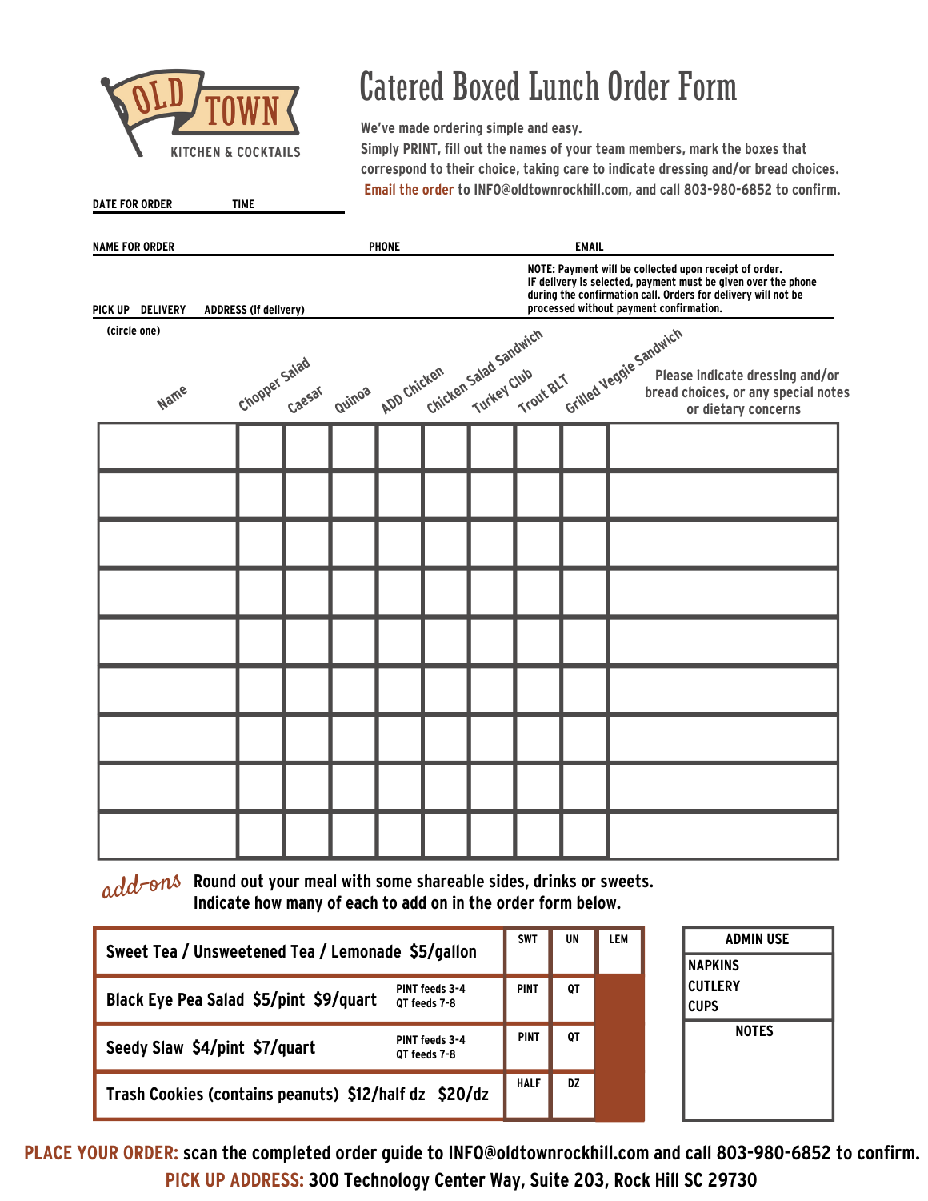OLD TOWN
KITCHEN & COCKTAILS

# Catered Boxed Lunch Order Form

We've made ordering simple and easy.
Simply PRINT, fill out the names of your team members, mark the boxes that correspond to their choice, taking care to indicate dressing and/or bread choices.
**Email the order** to INFO@oldtownrockhill.com, and call 803-980-6852 to confirm.

DATE FOR ORDER TIME

NAME FOR ORDER PHONE EMAIL

PICK UP DELIVERY (circle one) ADDRESS (if delivery)

NOTE: Payment will be collected upon receipt of order. IF delivery is selected, payment must be given over the phone during the confirmation call. Orders for delivery will not be processed without payment confirmation.

| Name | Chopper Salad | Caesar | Quinoa | ADD Chicken | Chicken Salad Sandwich | Turkey Club | Trout BLT | Grilled Veggie Sandwich | Please indicate dressing and/or bread choices, or any special notes or dietary concerns |
|---|---|---|---|---|---|---|---|---|---|
| | | | | | | | | | |
| | | | | | | | | | |
| | | | | | | | | | |
| | | | | | | | | | |
| | | | | | | | | | |
| | | | | | | | | | |
| | | | | | | | | | |
| | | | | | | | | | |
| | | | | | | | | | |

*add-ons* **Round out your meal with some shareable sides, drinks or sweets. Indicate how many of each to add on in the order form below.**

| | | | |
|---|---|---|---|
| Sweet Tea / Unsweetened Tea / Lemonade $5/gallon | SWT | UN | LEM |
| Black Eye Pea Salad $5/pint $9/quart (PINT feeds 3-4, QT feeds 7-8) | PINT | QT | |
| Seedy Slaw $4/pint $7/quart (PINT feeds 3-4, QT feeds 7-8) | PINT | QT | |
| Trash Cookies (contains peanuts) $12/half dz $20/dz | HALF | DZ | |

| ADMIN USE |
|---|
| NAPKINS |
| CUTLERY |
| CUPS |
| NOTES |

**PLACE YOUR ORDER:** scan the completed order guide to INFO@oldtownrockhill.com and call 803-980-6852 to confirm.

**PICK UP ADDRESS:** 300 Technology Center Way, Suite 203, Rock Hill SC 29730